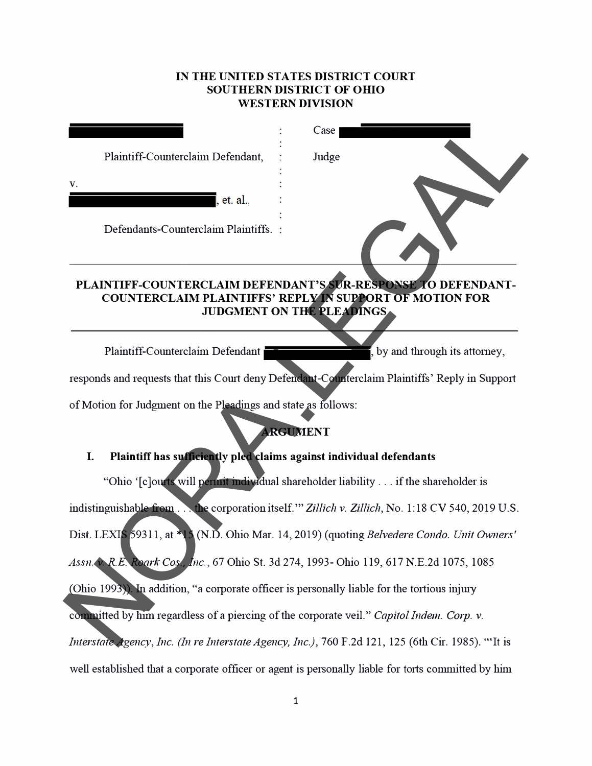**IN THE UNITED STATES DISTRICT COURT**
**SOUTHERN DISTRICT OF OHIO**
**WESTERN DIVISION**

| | | |
|---|---|---|
| [REDACTED] | : | Case [REDACTED] |
| Plaintiff-Counterclaim Defendant, | : | Judge |
| v. | : | |
| [REDACTED], et. al., | : | |
| Defendants-Counterclaim Plaintiffs. | : | |

---

**PLAINTIFF-COUNTERCLAIM DEFENDANT'S SUR-RESPONSE TO DEFENDANT-COUNTERCLAIM PLAINTIFFS' REPLY IN SUPPORT OF MOTION FOR JUDGMENT ON THE PLEADINGS**

---

Plaintiff-Counterclaim Defendant [REDACTED], by and through its attorney, responds and requests that this Court deny Defendant-Counterclaim Plaintiffs' Reply in Support of Motion for Judgment on the Pleadings and state as follows:

## ARGUMENT

### I. Plaintiff has sufficiently pled claims against individual defendants

"Ohio '[c]ourts will permit individual shareholder liability . . . if the shareholder is indistinguishable from . . . the corporation itself.'" *Zillich v. Zillich*, No. 1:18 CV 540, 2019 U.S. Dist. LEXIS 59311, at *15 (N.D. Ohio Mar. 14, 2019) (quoting *Belvedere Condo. Unit Owners' Assn. v. R.E. Roark Cos., Inc.*, 67 Ohio St. 3d 274, 1993- Ohio 119, 617 N.E.2d 1075, 1085 (Ohio 1993)). In addition, "a corporate officer is personally liable for the tortious injury committed by him regardless of a piercing of the corporate veil." *Capitol Indem. Corp. v. Interstate Agency, Inc. (In re Interstate Agency, Inc.)*, 760 F.2d 121, 125 (6th Cir. 1985). "'It is well established that a corporate officer or agent is personally liable for torts committed by him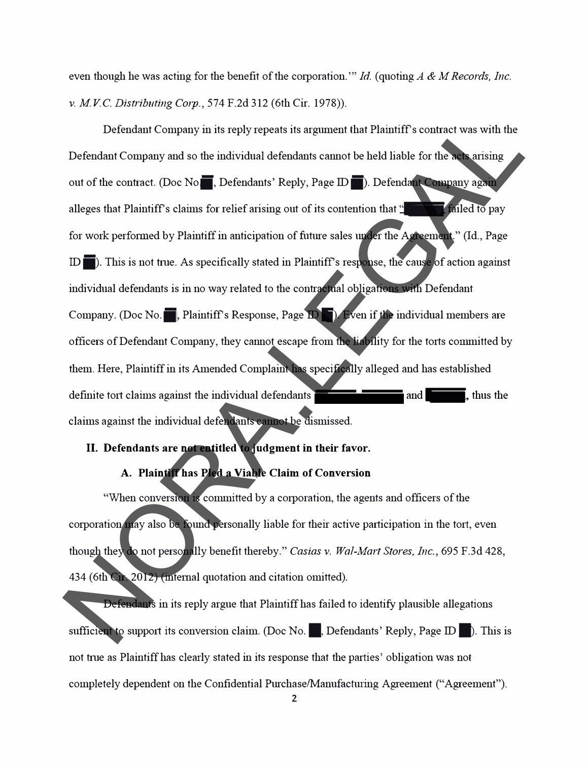even though he was acting for the benefit of the corporation.'" *Id.* (quoting *A & M Records, Inc. v. M.V.C. Distributing Corp.*, 574 F.2d 312 (6th Cir. 1978)).

Defendant Company in its reply repeats its argument that Plaintiff's contract was with the Defendant Company and so the individual defendants cannot be held liable for the acts arising out of the contract. (Doc No. ■, Defendants' Reply, Page ID ■). Defendant Company again alleges that Plaintiff's claims for relief arising out of its contention that "■ failed to pay for work performed by Plaintiff in anticipation of future sales under the Agreement." (Id., Page ID ■). This is not true. As specifically stated in Plaintiff's response, the cause of action against individual defendants is in no way related to the contractual obligations with Defendant Company. (Doc No. ■, Plaintiff's Response, Page ID ■). Even if the individual members are officers of Defendant Company, they cannot escape from the liability for the torts committed by them. Here, Plaintiff in its Amended Complaint has specifically alleged and has established definite tort claims against the individual defendants ■ and ■, thus the claims against the individual defendants cannot be dismissed.

## II. Defendants are not entitled to judgment in their favor.

### A. Plaintiff has Pled a Viable Claim of Conversion

"When conversion is committed by a corporation, the agents and officers of the corporation may also be found personally liable for their active participation in the tort, even though they do not personally benefit thereby." *Casias v. Wal-Mart Stores, Inc.*, 695 F.3d 428, 434 (6th Cir. 2012) (internal quotation and citation omitted).

Defendants in its reply argue that Plaintiff has failed to identify plausible allegations sufficient to support its conversion claim. (Doc No. ■, Defendants' Reply, Page ID ■). This is not true as Plaintiff has clearly stated in its response that the parties' obligation was not completely dependent on the Confidential Purchase/Manufacturing Agreement ("Agreement").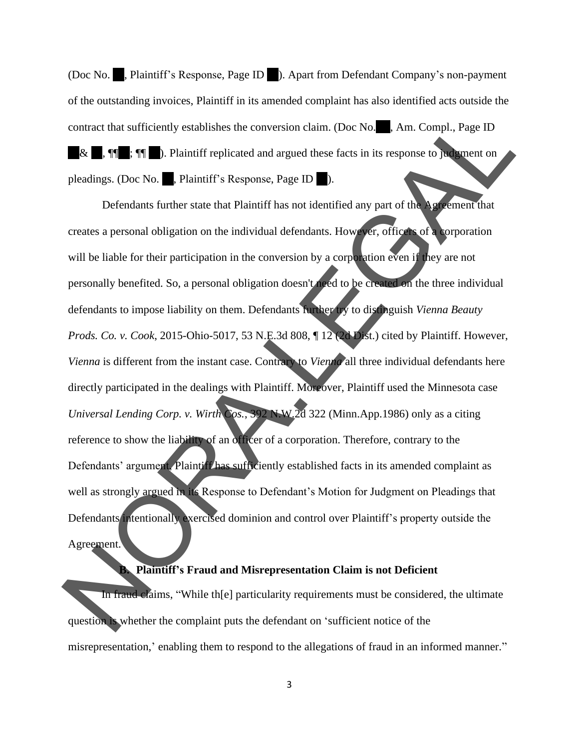(Doc No. ██, Plaintiff's Response, Page ID ██). Apart from Defendant Company's non-payment of the outstanding invoices, Plaintiff in its amended complaint has also identified acts outside the contract that sufficiently establishes the conversion claim. (Doc No. ██, Am. Compl., Page ID ██ & ██, ¶¶ ██; ¶¶ ██). Plaintiff replicated and argued these facts in its response to judgment on pleadings. (Doc No. ██, Plaintiff's Response, Page ID ██).

Defendants further state that Plaintiff has not identified any part of the Agreement that creates a personal obligation on the individual defendants. However, officers of a corporation will be liable for their participation in the conversion by a corporation even if they are not personally benefited. So, a personal obligation doesn't need to be created on the three individual defendants to impose liability on them. Defendants further try to distinguish *Vienna Beauty Prods. Co. v. Cook*, 2015-Ohio-5017, 53 N.E.3d 808, ¶ 12 (2d Dist.) cited by Plaintiff. However, *Vienna* is different from the instant case. Contrary to *Vienna* all three individual defendants here directly participated in the dealings with Plaintiff. Moreover, Plaintiff used the Minnesota case *Universal Lending Corp. v. Wirth Cos.*, 392 N.W.2d 322 (Minn.App.1986) only as a citing reference to show the liability of an officer of a corporation. Therefore, contrary to the Defendants' argument, Plaintiff has sufficiently established facts in its amended complaint as well as strongly argued in its Response to Defendant's Motion for Judgment on Pleadings that Defendants intentionally exercised dominion and control over Plaintiff's property outside the Agreement.

### B. Plaintiff's Fraud and Misrepresentation Claim is not Deficient

In fraud claims, "While th[e] particularity requirements must be considered, the ultimate question is whether the complaint puts the defendant on 'sufficient notice of the misrepresentation,' enabling them to respond to the allegations of fraud in an informed manner."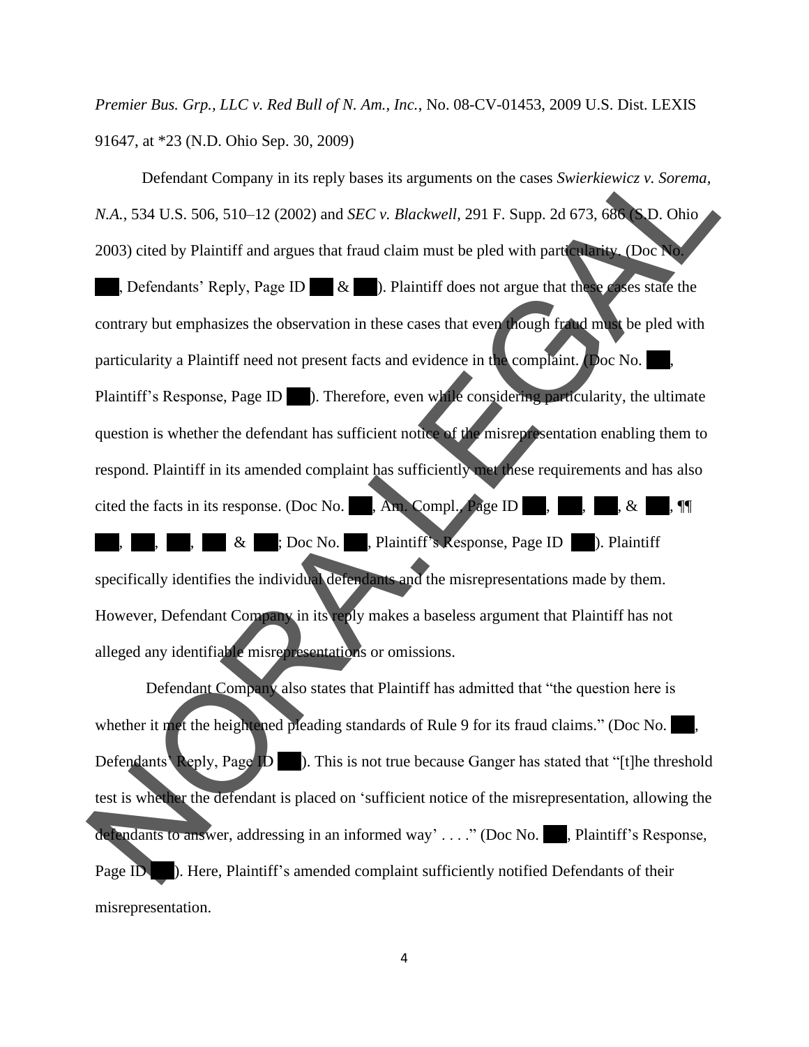*Premier Bus. Grp., LLC v. Red Bull of N. Am., Inc.*, No. 08-CV-01453, 2009 U.S. Dist. LEXIS 91647, at *23 (N.D. Ohio Sep. 30, 2009)

Defendant Company in its reply bases its arguments on the cases *Swierkiewicz v. Sorema, N.A.*, 534 U.S. 506, 510–12 (2002) and *SEC v. Blackwell*, 291 F. Supp. 2d 673, 686 (S.D. Ohio 2003) cited by Plaintiff and argues that fraud claim must be pled with particularity. (Doc No. ███, Defendants' Reply, Page ID ███ & ███). Plaintiff does not argue that these cases state the contrary but emphasizes the observation in these cases that even though fraud must be pled with particularity a Plaintiff need not present facts and evidence in the complaint. (Doc No. ███, Plaintiff's Response, Page ID ███). Therefore, even while considering particularity, the ultimate question is whether the defendant has sufficient notice of the misrepresentation enabling them to respond. Plaintiff in its amended complaint has sufficiently met these requirements and has also cited the facts in its response. (Doc No. ███, Am. Compl., Page ID ███, ███, ███, & ███, ¶¶ ███, ███, ███, ███ & ███; Doc No. ███, Plaintiff's Response, Page ID ███). Plaintiff specifically identifies the individual defendants and the misrepresentations made by them. However, Defendant Company in its reply makes a baseless argument that Plaintiff has not alleged any identifiable misrepresentations or omissions.

Defendant Company also states that Plaintiff has admitted that "the question here is whether it met the heightened pleading standards of Rule 9 for its fraud claims." (Doc No. ███, Defendants' Reply, Page ID ███). This is not true because Ganger has stated that "[t]he threshold test is whether the defendant is placed on 'sufficient notice of the misrepresentation, allowing the defendants to answer, addressing in an informed way' . . . ." (Doc No. ███, Plaintiff's Response, Page ID ███). Here, Plaintiff's amended complaint sufficiently notified Defendants of their misrepresentation.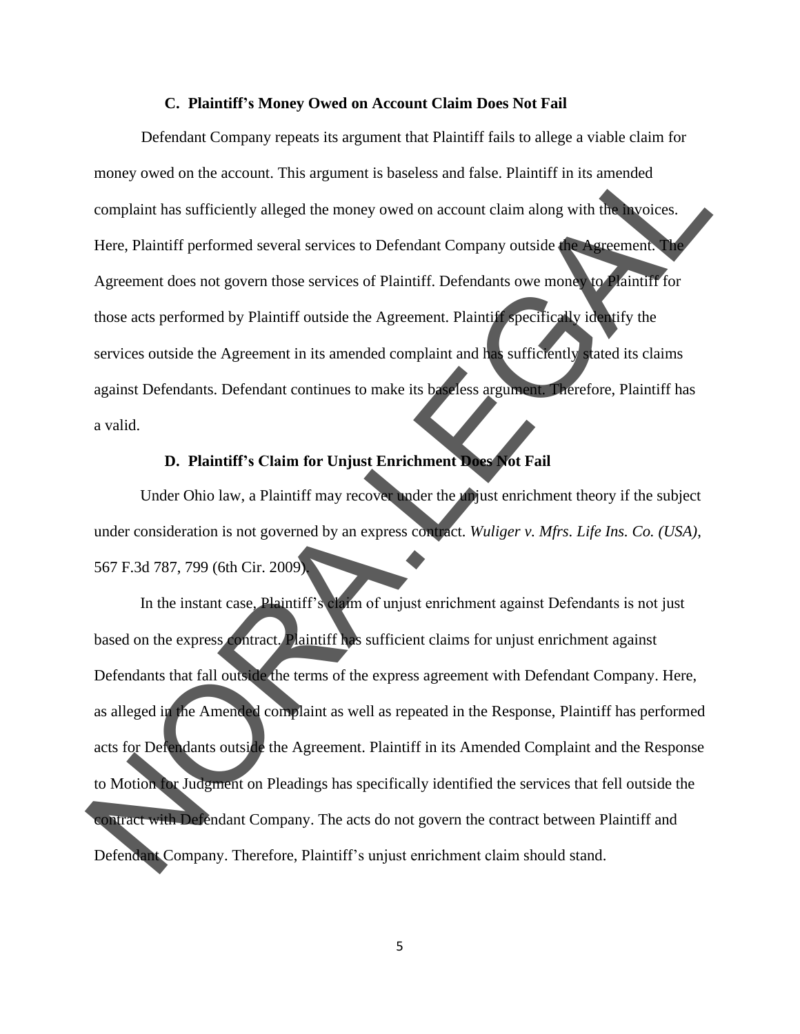### C. Plaintiff's Money Owed on Account Claim Does Not Fail

Defendant Company repeats its argument that Plaintiff fails to allege a viable claim for money owed on the account. This argument is baseless and false. Plaintiff in its amended complaint has sufficiently alleged the money owed on account claim along with the invoices. Here, Plaintiff performed several services to Defendant Company outside the Agreement. The Agreement does not govern those services of Plaintiff. Defendants owe money to Plaintiff for those acts performed by Plaintiff outside the Agreement. Plaintiff specifically identify the services outside the Agreement in its amended complaint and has sufficiently stated its claims against Defendants. Defendant continues to make its baseless argument. Therefore, Plaintiff has a valid.

### D. Plaintiff's Claim for Unjust Enrichment Does Not Fail

Under Ohio law, a Plaintiff may recover under the unjust enrichment theory if the subject under consideration is not governed by an express contract. *Wuliger v. Mfrs. Life Ins. Co. (USA)*, 567 F.3d 787, 799 (6th Cir. 2009).

In the instant case, Plaintiff's claim of unjust enrichment against Defendants is not just based on the express contract. Plaintiff has sufficient claims for unjust enrichment against Defendants that fall outside the terms of the express agreement with Defendant Company. Here, as alleged in the Amended complaint as well as repeated in the Response, Plaintiff has performed acts for Defendants outside the Agreement. Plaintiff in its Amended Complaint and the Response to Motion for Judgment on Pleadings has specifically identified the services that fell outside the contract with Defendant Company. The acts do not govern the contract between Plaintiff and Defendant Company. Therefore, Plaintiff's unjust enrichment claim should stand.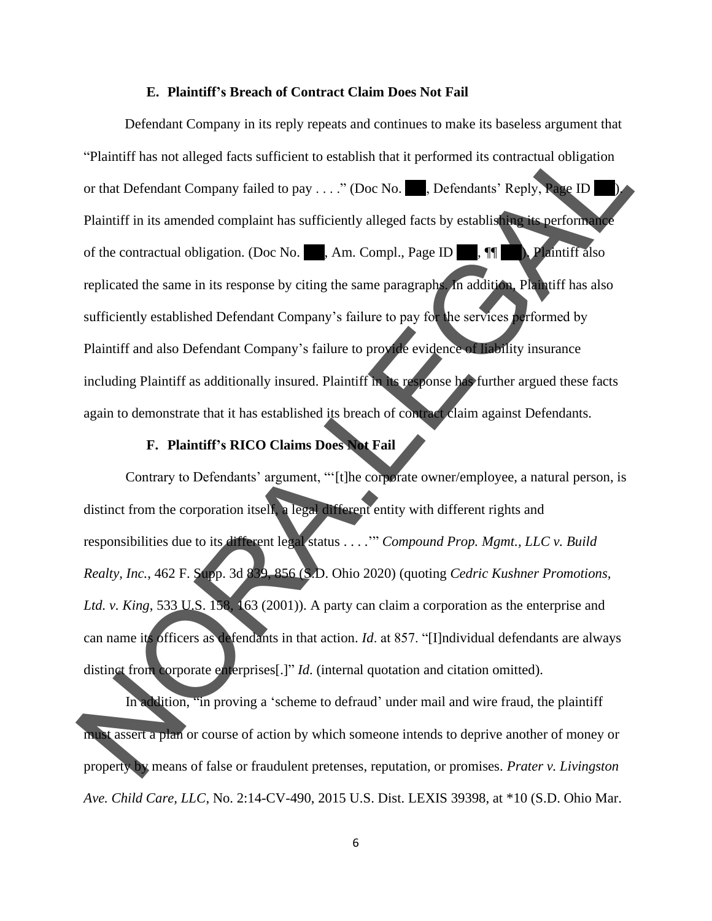### E. Plaintiff's Breach of Contract Claim Does Not Fail

Defendant Company in its reply repeats and continues to make its baseless argument that "Plaintiff has not alleged facts sufficient to establish that it performed its contractual obligation or that Defendant Company failed to pay . . . ." (Doc No. ███, Defendants' Reply, Page ID ███). Plaintiff in its amended complaint has sufficiently alleged facts by establishing its performance of the contractual obligation. (Doc No. ███, Am. Compl., Page ID ███, ¶¶ ███). Plaintiff also replicated the same in its response by citing the same paragraphs. In addition, Plaintiff has also sufficiently established Defendant Company's failure to pay for the services performed by Plaintiff and also Defendant Company's failure to provide evidence of liability insurance including Plaintiff as additionally insured. Plaintiff in its response has further argued these facts again to demonstrate that it has established its breach of contract claim against Defendants.

### F. Plaintiff's RICO Claims Does Not Fail

Contrary to Defendants' argument, "'[t]he corporate owner/employee, a natural person, is distinct from the corporation itself, a legal different entity with different rights and responsibilities due to its different legal status . . . .'" *Compound Prop. Mgmt., LLC v. Build Realty, Inc.*, 462 F. Supp. 3d 839, 856 (S.D. Ohio 2020) (quoting *Cedric Kushner Promotions, Ltd. v. King*, 533 U.S. 158, 163 (2001)). A party can claim a corporation as the enterprise and can name its officers as defendants in that action. *Id*. at 857. "[I]ndividual defendants are always distinct from corporate enterprises[.]" *Id*. (internal quotation and citation omitted).

In addition, "in proving a 'scheme to defraud' under mail and wire fraud, the plaintiff must assert a plan or course of action by which someone intends to deprive another of money or property by means of false or fraudulent pretenses, reputation, or promises. *Prater v. Livingston Ave. Child Care, LLC*, No. 2:14-CV-490, 2015 U.S. Dist. LEXIS 39398, at *10 (S.D. Ohio Mar.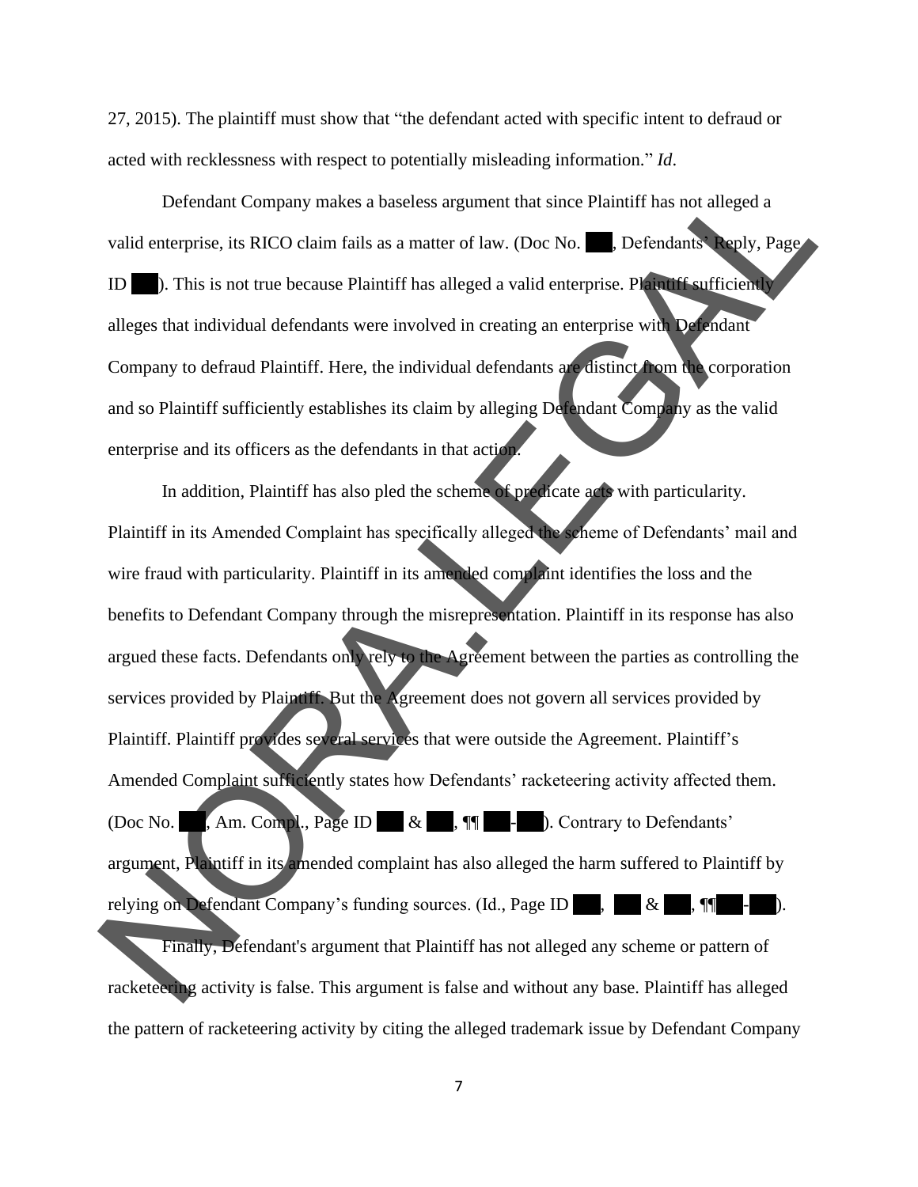27, 2015). The plaintiff must show that "the defendant acted with specific intent to defraud or acted with recklessness with respect to potentially misleading information." *Id*.

Defendant Company makes a baseless argument that since Plaintiff has not alleged a valid enterprise, its RICO claim fails as a matter of law. (Doc No. ███, Defendants' Reply, Page ID ███). This is not true because Plaintiff has alleged a valid enterprise. Plaintiff sufficiently alleges that individual defendants were involved in creating an enterprise with Defendant Company to defraud Plaintiff. Here, the individual defendants are distinct from the corporation and so Plaintiff sufficiently establishes its claim by alleging Defendant Company as the valid enterprise and its officers as the defendants in that action.

In addition, Plaintiff has also pled the scheme of predicate acts with particularity. Plaintiff in its Amended Complaint has specifically alleged the scheme of Defendants' mail and wire fraud with particularity. Plaintiff in its amended complaint identifies the loss and the benefits to Defendant Company through the misrepresentation. Plaintiff in its response has also argued these facts. Defendants only rely to the Agreement between the parties as controlling the services provided by Plaintiff. But the Agreement does not govern all services provided by Plaintiff. Plaintiff provides several services that were outside the Agreement. Plaintiff's Amended Complaint sufficiently states how Defendants' racketeering activity affected them. (Doc No. ███, Am. Compl., Page ID ███ & ███, ¶¶ ███-███). Contrary to Defendants' argument, Plaintiff in its amended complaint has also alleged the harm suffered to Plaintiff by relying on Defendant Company's funding sources. (Id., Page ID ███, ███ & ███, ¶¶███-███).

Finally, Defendant's argument that Plaintiff has not alleged any scheme or pattern of racketeering activity is false. This argument is false and without any base. Plaintiff has alleged the pattern of racketeering activity by citing the alleged trademark issue by Defendant Company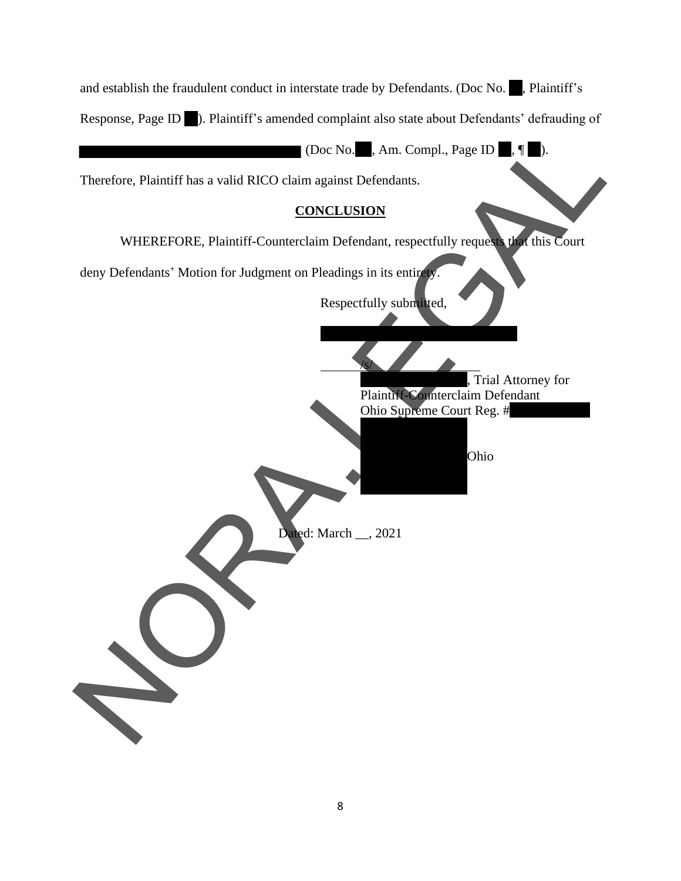and establish the fraudulent conduct in interstate trade by Defendants. (Doc No. ██, Plaintiff's Response, Page ID ██). Plaintiff's amended complaint also state about Defendants' defrauding of ██████████████████ (Doc No. ██, Am. Compl., Page ID ██, ¶ ██).

Therefore, Plaintiff has a valid RICO claim against Defendants.

**CONCLUSION**

WHEREFORE, Plaintiff-Counterclaim Defendant, respectfully requests that this Court deny Defendants' Motion for Judgment on Pleadings in its entirety.

Respectfully submitted,

██████████████████

/s/

██████████, Trial Attorney for
Plaintiff-Counterclaim Defendant
Ohio Supreme Court Reg. #██████

██████████
██████████ Ohio
██████████

Dated: March __, 2021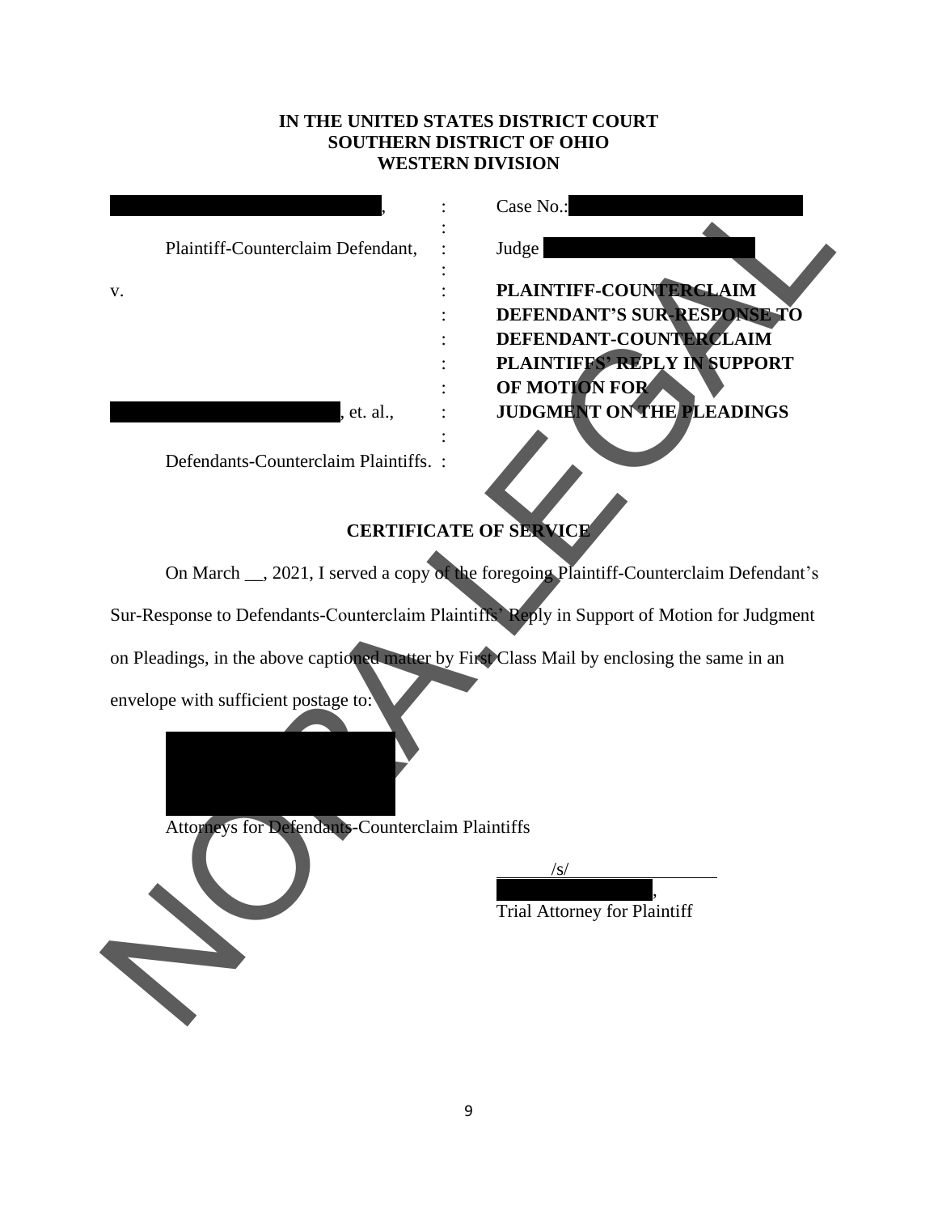**IN THE UNITED STATES DISTRICT COURT**
**SOUTHERN DISTRICT OF OHIO**
**WESTERN DIVISION**

| | | |
|---|---|---|
| [REDACTED], | : | Case No.: [REDACTED] |
| | : | |
| Plaintiff-Counterclaim Defendant, | : | Judge [REDACTED] |
| | : | |
| v. | : | **PLAINTIFF-COUNTERCLAIM DEFENDANT'S SUR-RESPONSE TO DEFENDANT-COUNTERCLAIM PLAINTIFFS' REPLY IN SUPPORT OF MOTION FOR JUDGMENT ON THE PLEADINGS** |
| [REDACTED], et. al., | : | |
| | : | |
| Defendants-Counterclaim Plaintiffs. | : | |

## CERTIFICATE OF SERVICE

On March __, 2021, I served a copy of the foregoing Plaintiff-Counterclaim Defendant's Sur-Response to Defendants-Counterclaim Plaintiffs' Reply in Support of Motion for Judgment on Pleadings, in the above captioned matter by First Class Mail by enclosing the same in an envelope with sufficient postage to:

[REDACTED]

Attorneys for Defendants-Counterclaim Plaintiffs

/s/

[REDACTED],

Trial Attorney for Plaintiff

NOT A LEGAL